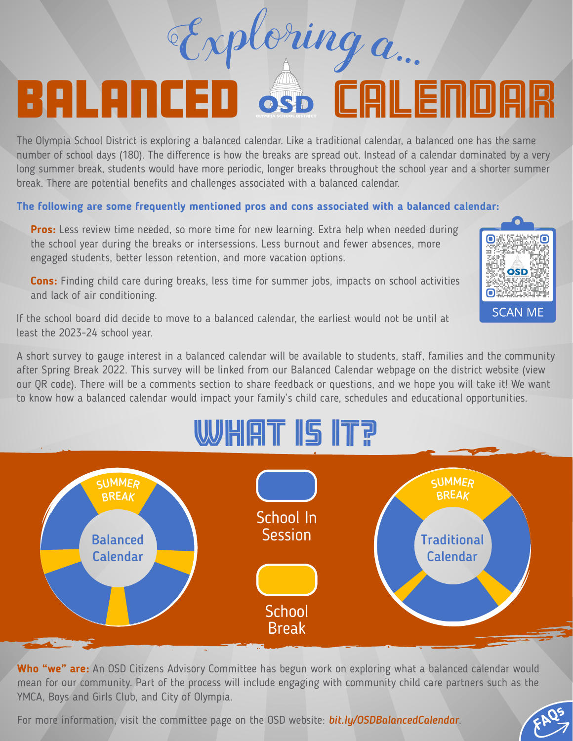# *Exploring a...* BALANCED OSD CALENDAR

The Olympia School District is exploring a balanced calendar. Like a traditional calendar, a balanced one has the same number of school days (180). The difference is how the breaks are spread out. Instead of a calendar dominated by a very long summer break, students would have more periodic, longer breaks throughout the school year and a shorter summer break. There are potential benefits and challenges associated with a balanced calendar.

**The following are some frequently mentioned pros and cons associated with a balanced calendar:**

**Pros:** Less review time needed, so more time for new learning. Extra help when needed during the school year during the breaks or intersessions. Less burnout and fewer absences, more engaged students, better lesson retention, and more vacation options.

**Cons:** Finding child care during breaks, less time for summer jobs, impacts on school activities and lack of air conditioning.

SCAN ME

If the school board did decide to move to a balanced calendar, the earliest would not be until at least the 2023-24 school year.

A short survey to gauge interest in a balanced calendar will be available to students, staff, families and the community after Spring Break 2022. This survey will be linked from our Balanced Calendar webpage on the district website (view our QR code). There will be a comments section to share feedback or questions, and we hope you will take it! We want to know how a balanced calendar would impact your family's child care, schedules and educational opportunities.

## WHAT IS IT?

Balanced Calendar — SUMMER BREAK

School In Session

School Break

Traditional Calendar — SUMMER BREAK

**Who "we" are:** An OSD Citizens Advisory Committee has begun work on exploring what a balanced calendar would mean for our community. Part of the process will include engaging with community child care partners such as the YMCA, Boys and Girls Club, and City of Olympia.

For more information, visit the committee page on the OSD website: ***bit.ly/OSDBalancedCalendar***.

FAQs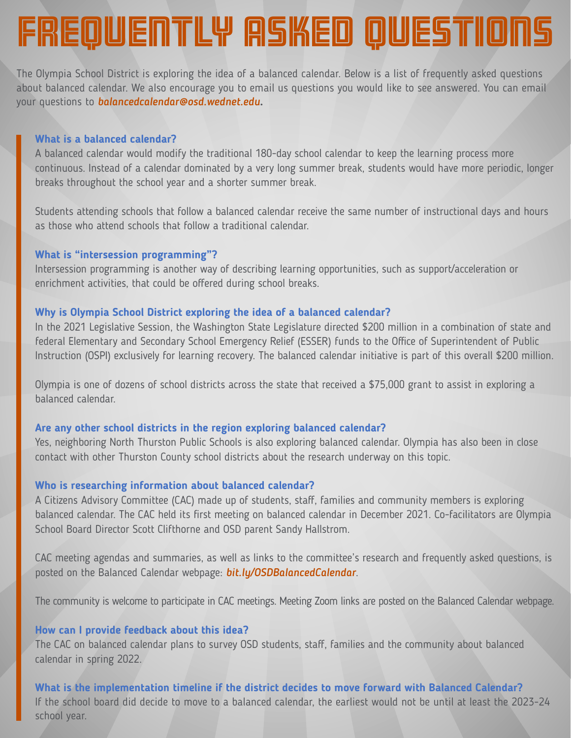# FREQUENTLY ASKED QUESTIONS

The Olympia School District is exploring the idea of a balanced calendar. Below is a list of frequently asked questions about balanced calendar. We also encourage you to email us questions you would like to see answered. You can email your questions to ***balancedcalendar@osd.wednet.edu*.**

**What is a balanced calendar?**

A balanced calendar would modify the traditional 180-day school calendar to keep the learning process more continuous. Instead of a calendar dominated by a very long summer break, students would have more periodic, longer breaks throughout the school year and a shorter summer break.

Students attending schools that follow a balanced calendar receive the same number of instructional days and hours as those who attend schools that follow a traditional calendar.

**What is "intersession programming"?**

Intersession programming is another way of describing learning opportunities, such as support/acceleration or enrichment activities, that could be offered during school breaks.

**Why is Olympia School District exploring the idea of a balanced calendar?**

In the 2021 Legislative Session, the Washington State Legislature directed $200 million in a combination of state and federal Elementary and Secondary School Emergency Relief (ESSER) funds to the Office of Superintendent of Public Instruction (OSPI) exclusively for learning recovery. The balanced calendar initiative is part of this overall $200 million.

Olympia is one of dozens of school districts across the state that received a $75,000 grant to assist in exploring a balanced calendar.

**Are any other school districts in the region exploring balanced calendar?**

Yes, neighboring North Thurston Public Schools is also exploring balanced calendar. Olympia has also been in close contact with other Thurston County school districts about the research underway on this topic.

**Who is researching information about balanced calendar?**

A Citizens Advisory Committee (CAC) made up of students, staff, families and community members is exploring balanced calendar. The CAC held its first meeting on balanced calendar in December 2021. Co-facilitators are Olympia School Board Director Scott Clifthorne and OSD parent Sandy Hallstrom.

CAC meeting agendas and summaries, as well as links to the committee's research and frequently asked questions, is posted on the Balanced Calendar webpage: ***bit.ly/OSDBalancedCalendar***.

The community is welcome to participate in CAC meetings. Meeting Zoom links are posted on the Balanced Calendar webpage.

**How can I provide feedback about this idea?**

The CAC on balanced calendar plans to survey OSD students, staff, families and the community about balanced calendar in spring 2022.

**What is the implementation timeline if the district decides to move forward with Balanced Calendar?**

If the school board did decide to move to a balanced calendar, the earliest would not be until at least the 2023-24 school year.